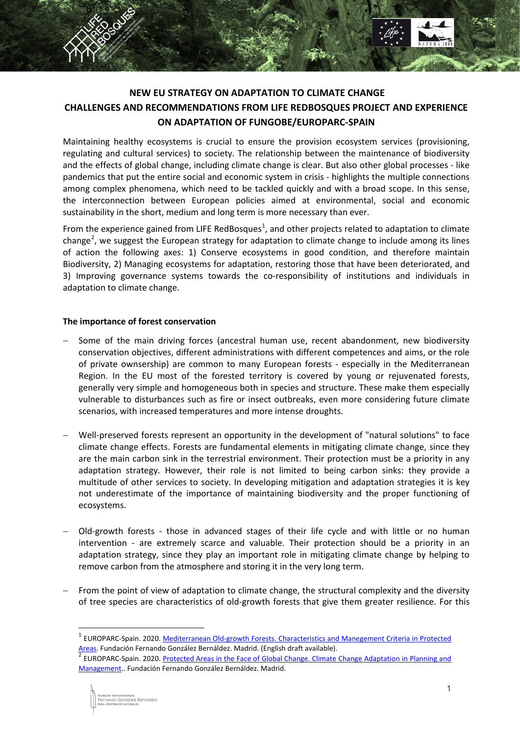# NEW EU STRATEGY ON ADAPTATION TO CLIMATE CHANGE
# CHALLENGES AND RECOMMENDATIONS FROM LIFE REDBOSQUES PROJECT AND EXPERIENCE ON ADAPTATION OF FUNGOBE/EUROPARC-SPAIN

Maintaining healthy ecosystems is crucial to ensure the provision ecosystem services (provisioning, regulating and cultural services) to society. The relationship between the maintenance of biodiversity and the effects of global change, including climate change is clear. But also other global processes - like pandemics that put the entire social and economic system in crisis - highlights the multiple connections among complex phenomena, which need to be tackled quickly and with a broad scope. In this sense, the interconnection between European policies aimed at environmental, social and economic sustainability in the short, medium and long term is more necessary than ever.

From the experience gained from LIFE RedBosques[1], and other projects related to adaptation to climate change[2], we suggest the European strategy for adaptation to climate change to include among its lines of action the following axes: 1) Conserve ecosystems in good condition, and therefore maintain Biodiversity, 2) Managing ecosystems for adaptation, restoring those that have been deteriorated, and 3) Improving governance systems towards the co-responsibility of institutions and individuals in adaptation to climate change.

**The importance of forest conservation**

- Some of the main driving forces (ancestral human use, recent abandonment, new biodiversity conservation objectives, different administrations with different competences and aims, or the role of private ownership) are common to many European forests - especially in the Mediterranean Region. In the EU most of the forested territory is covered by young or rejuvenated forests, generally very simple and homogeneous both in species and structure. These make them especially vulnerable to disturbances such as fire or insect outbreaks, even more considering future climate scenarios, with increased temperatures and more intense droughts.

- Well-preserved forests represent an opportunity in the development of "natural solutions" to face climate change effects. Forests are fundamental elements in mitigating climate change, since they are the main carbon sink in the terrestrial environment. Their protection must be a priority in any adaptation strategy. However, their role is not limited to being carbon sinks: they provide a multitude of other services to society. In developing mitigation and adaptation strategies it is key not underestimate of the importance of maintaining biodiversity and the proper functioning of ecosystems.

- Old-growth forests - those in advanced stages of their life cycle and with little or no human intervention - are extremely scarce and valuable. Their protection should be a priority in an adaptation strategy, since they play an important role in mitigating climate change by helping to remove carbon from the atmosphere and storing it in the very long term.

- From the point of view of adaptation to climate change, the structural complexity and the diversity of tree species are characteristics of old-growth forests that give them greater resilience. For this

[1] EUROPARC-Spain. 2020. Mediterranean Old-growth Forests. Characteristics and Manegement Criteria in Protected Areas. Fundación Fernando González Bernáldez. Madrid. (English draft available).

[2] EUROPARC-Spain. 2020. Protected Areas in the Face of Global Change. Climate Change Adaptation in Planning and Management.. Fundación Fernando González Bernáldez. Madrid.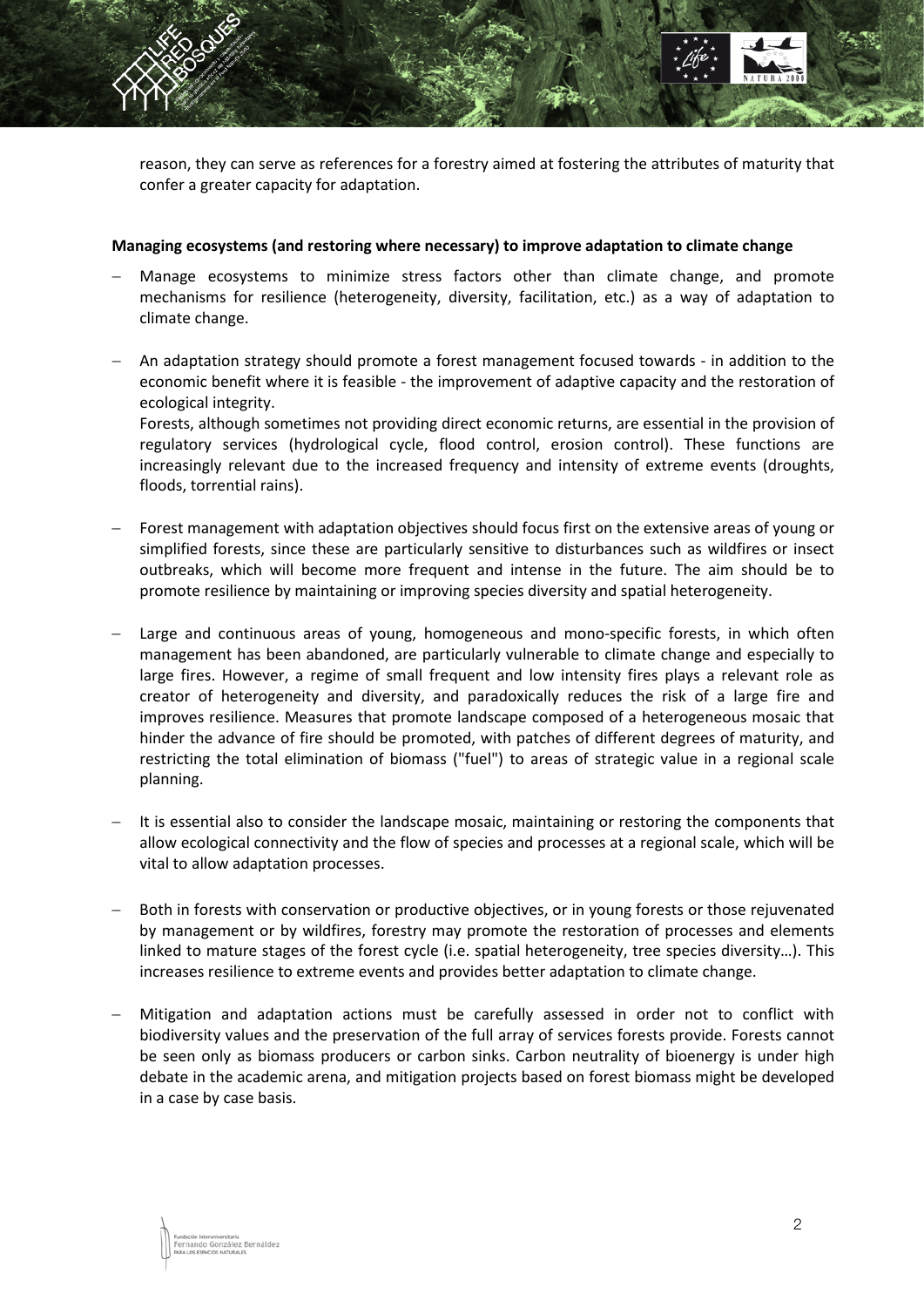reason, they can serve as references for a forestry aimed at fostering the attributes of maturity that confer a greater capacity for adaptation.

**Managing ecosystems (and restoring where necessary) to improve adaptation to climate change**

- Manage ecosystems to minimize stress factors other than climate change, and promote mechanisms for resilience (heterogeneity, diversity, facilitation, etc.) as a way of adaptation to climate change.

- An adaptation strategy should promote a forest management focused towards - in addition to the economic benefit where it is feasible - the improvement of adaptive capacity and the restoration of ecological integrity.
  Forests, although sometimes not providing direct economic returns, are essential in the provision of regulatory services (hydrological cycle, flood control, erosion control). These functions are increasingly relevant due to the increased frequency and intensity of extreme events (droughts, floods, torrential rains).

- Forest management with adaptation objectives should focus first on the extensive areas of young or simplified forests, since these are particularly sensitive to disturbances such as wildfires or insect outbreaks, which will become more frequent and intense in the future. The aim should be to promote resilience by maintaining or improving species diversity and spatial heterogeneity.

- Large and continuous areas of young, homogeneous and mono-specific forests, in which often management has been abandoned, are particularly vulnerable to climate change and especially to large fires. However, a regime of small frequent and low intensity fires plays a relevant role as creator of heterogeneity and diversity, and paradoxically reduces the risk of a large fire and improves resilience. Measures that promote landscape composed of a heterogeneous mosaic that hinder the advance of fire should be promoted, with patches of different degrees of maturity, and restricting the total elimination of biomass ("fuel") to areas of strategic value in a regional scale planning.

- It is essential also to consider the landscape mosaic, maintaining or restoring the components that allow ecological connectivity and the flow of species and processes at a regional scale, which will be vital to allow adaptation processes.

- Both in forests with conservation or productive objectives, or in young forests or those rejuvenated by management or by wildfires, forestry may promote the restoration of processes and elements linked to mature stages of the forest cycle (i.e. spatial heterogeneity, tree species diversity…). This increases resilience to extreme events and provides better adaptation to climate change.

- Mitigation and adaptation actions must be carefully assessed in order not to conflict with biodiversity values and the preservation of the full array of services forests provide. Forests cannot be seen only as biomass producers or carbon sinks. Carbon neutrality of bioenergy is under high debate in the academic arena, and mitigation projects based on forest biomass might be developed in a case by case basis.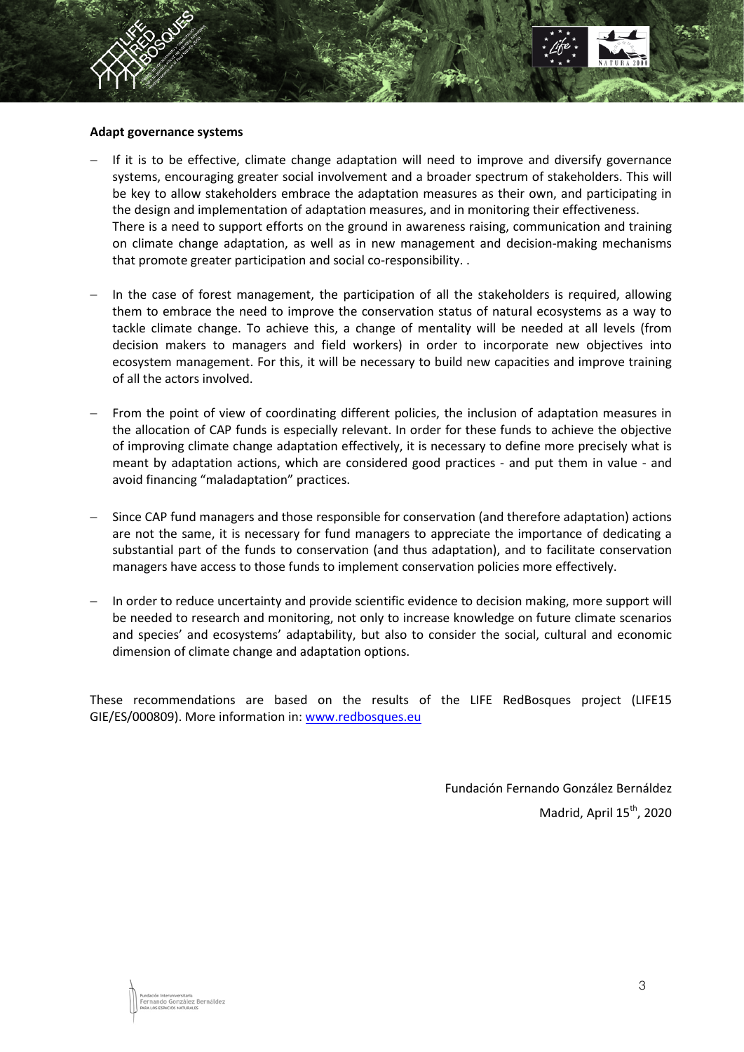**Adapt governance systems**

- If it is to be effective, climate change adaptation will need to improve and diversify governance systems, encouraging greater social involvement and a broader spectrum of stakeholders. This will be key to allow stakeholders embrace the adaptation measures as their own, and participating in the design and implementation of adaptation measures, and in monitoring their effectiveness.
  There is a need to support efforts on the ground in awareness raising, communication and training on climate change adaptation, as well as in new management and decision-making mechanisms that promote greater participation and social co-responsibility. .

- In the case of forest management, the participation of all the stakeholders is required, allowing them to embrace the need to improve the conservation status of natural ecosystems as a way to tackle climate change. To achieve this, a change of mentality will be needed at all levels (from decision makers to managers and field workers) in order to incorporate new objectives into ecosystem management. For this, it will be necessary to build new capacities and improve training of all the actors involved.

- From the point of view of coordinating different policies, the inclusion of adaptation measures in the allocation of CAP funds is especially relevant. In order for these funds to achieve the objective of improving climate change adaptation effectively, it is necessary to define more precisely what is meant by adaptation actions, which are considered good practices - and put them in value - and avoid financing "maladaptation" practices.

- Since CAP fund managers and those responsible for conservation (and therefore adaptation) actions are not the same, it is necessary for fund managers to appreciate the importance of dedicating a substantial part of the funds to conservation (and thus adaptation), and to facilitate conservation managers have access to those funds to implement conservation policies more effectively.

- In order to reduce uncertainty and provide scientific evidence to decision making, more support will be needed to research and monitoring, not only to increase knowledge on future climate scenarios and species' and ecosystems' adaptability, but also to consider the social, cultural and economic dimension of climate change and adaptation options.

These recommendations are based on the results of the LIFE RedBosques project (LIFE15 GIE/ES/000809). More information in: [www.redbosques.eu](http://www.redbosques.eu)

Fundación Fernando González Bernáldez

Madrid, April 15th, 2020